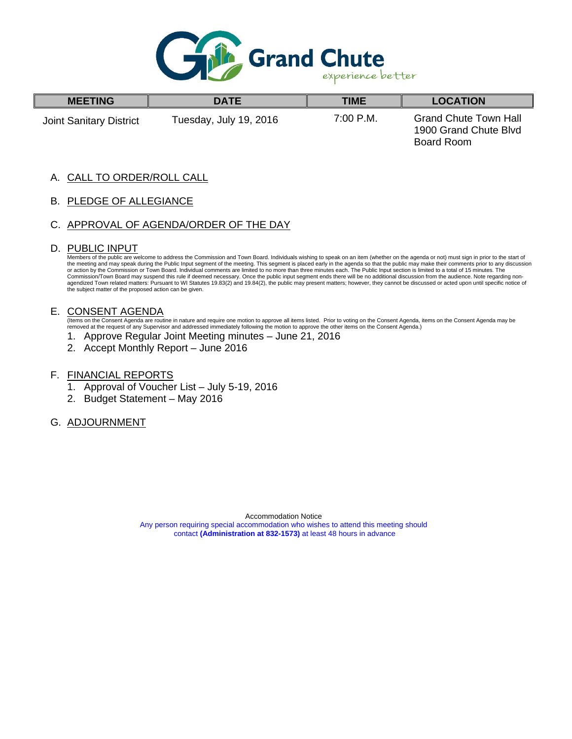# Grand Chute

*experience better*

| MEETING | DATE | TIME | LOCATION |
|---|---|---|---|
| Joint Sanitary District | Tuesday, July 19, 2016 | 7:00 P.M. | Grand Chute Town Hall<br>1900 Grand Chute Blvd<br>Board Room |

A. CALL TO ORDER/ROLL CALL

B. PLEDGE OF ALLEGIANCE

C. APPROVAL OF AGENDA/ORDER OF THE DAY

D. PUBLIC INPUT

Members of the public are welcome to address the Commission and Town Board. Individuals wishing to speak on an item (whether on the agenda or not) must sign in prior to the start of the meeting and may speak during the Public Input segment of the meeting. This segment is placed early in the agenda so that the public may make their comments prior to any discussion or action by the Commission or Town Board. Individual comments are limited to no more than three minutes each. The Public Input section is limited to a total of 15 minutes. The Commission/Town Board may suspend this rule if deemed necessary. Once the public input segment ends there will be no additional discussion from the audience. Note regarding non-agendized Town related matters: Pursuant to WI Statutes 19.83(2) and 19.84(2), the public may present matters; however, they cannot be discussed or acted upon until specific notice of the subject matter of the proposed action can be given.

E. CONSENT AGENDA

(Items on the Consent Agenda are routine in nature and require one motion to approve all items listed. Prior to voting on the Consent Agenda, items on the Consent Agenda may be removed at the request of any Supervisor and addressed immediately following the motion to approve the other items on the Consent Agenda.)

1. Approve Regular Joint Meeting minutes – June 21, 2016
2. Accept Monthly Report – June 2016

F. FINANCIAL REPORTS

1. Approval of Voucher List – July 5-19, 2016
2. Budget Statement – May 2016

G. ADJOURNMENT

Accommodation Notice

Any person requiring special accommodation who wishes to attend this meeting should contact **(Administration at 832-1573)** at least 48 hours in advance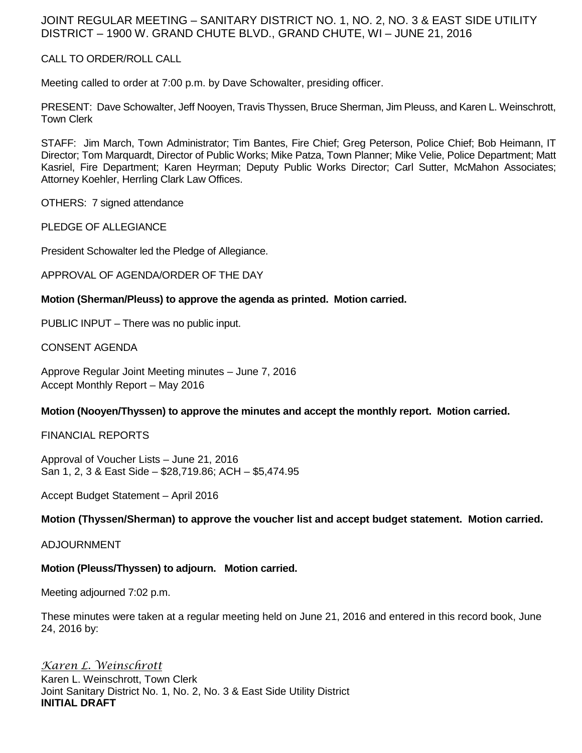# JOINT REGULAR MEETING – SANITARY DISTRICT NO. 1, NO. 2, NO. 3 & EAST SIDE UTILITY DISTRICT – 1900 W. GRAND CHUTE BLVD., GRAND CHUTE, WI – JUNE 21, 2016

## CALL TO ORDER/ROLL CALL

Meeting called to order at 7:00 p.m. by Dave Schowalter, presiding officer.

PRESENT: Dave Schowalter, Jeff Nooyen, Travis Thyssen, Bruce Sherman, Jim Pleuss, and Karen L. Weinschrott, Town Clerk

STAFF: Jim March, Town Administrator; Tim Bantes, Fire Chief; Greg Peterson, Police Chief; Bob Heimann, IT Director; Tom Marquardt, Director of Public Works; Mike Patza, Town Planner; Mike Velie, Police Department; Matt Kasriel, Fire Department; Karen Heyrman; Deputy Public Works Director; Carl Sutter, McMahon Associates; Attorney Koehler, Herrling Clark Law Offices.

OTHERS: 7 signed attendance

## PLEDGE OF ALLEGIANCE

President Schowalter led the Pledge of Allegiance.

## APPROVAL OF AGENDA/ORDER OF THE DAY

**Motion (Sherman/Pleuss) to approve the agenda as printed. Motion carried.**

PUBLIC INPUT – There was no public input.

## CONSENT AGENDA

Approve Regular Joint Meeting minutes – June 7, 2016
Accept Monthly Report – May 2016

**Motion (Nooyen/Thyssen) to approve the minutes and accept the monthly report. Motion carried.**

## FINANCIAL REPORTS

Approval of Voucher Lists – June 21, 2016
San 1, 2, 3 & East Side – $28,719.86; ACH – $5,474.95

Accept Budget Statement – April 2016

**Motion (Thyssen/Sherman) to approve the voucher list and accept budget statement. Motion carried.**

## ADJOURNMENT

**Motion (Pleuss/Thyssen) to adjourn. Motion carried.**

Meeting adjourned 7:02 p.m.

These minutes were taken at a regular meeting held on June 21, 2016 and entered in this record book, June 24, 2016 by:

*Karen L. Weinschrott*
Karen L. Weinschrott, Town Clerk
Joint Sanitary District No. 1, No. 2, No. 3 & East Side Utility District
**INITIAL DRAFT**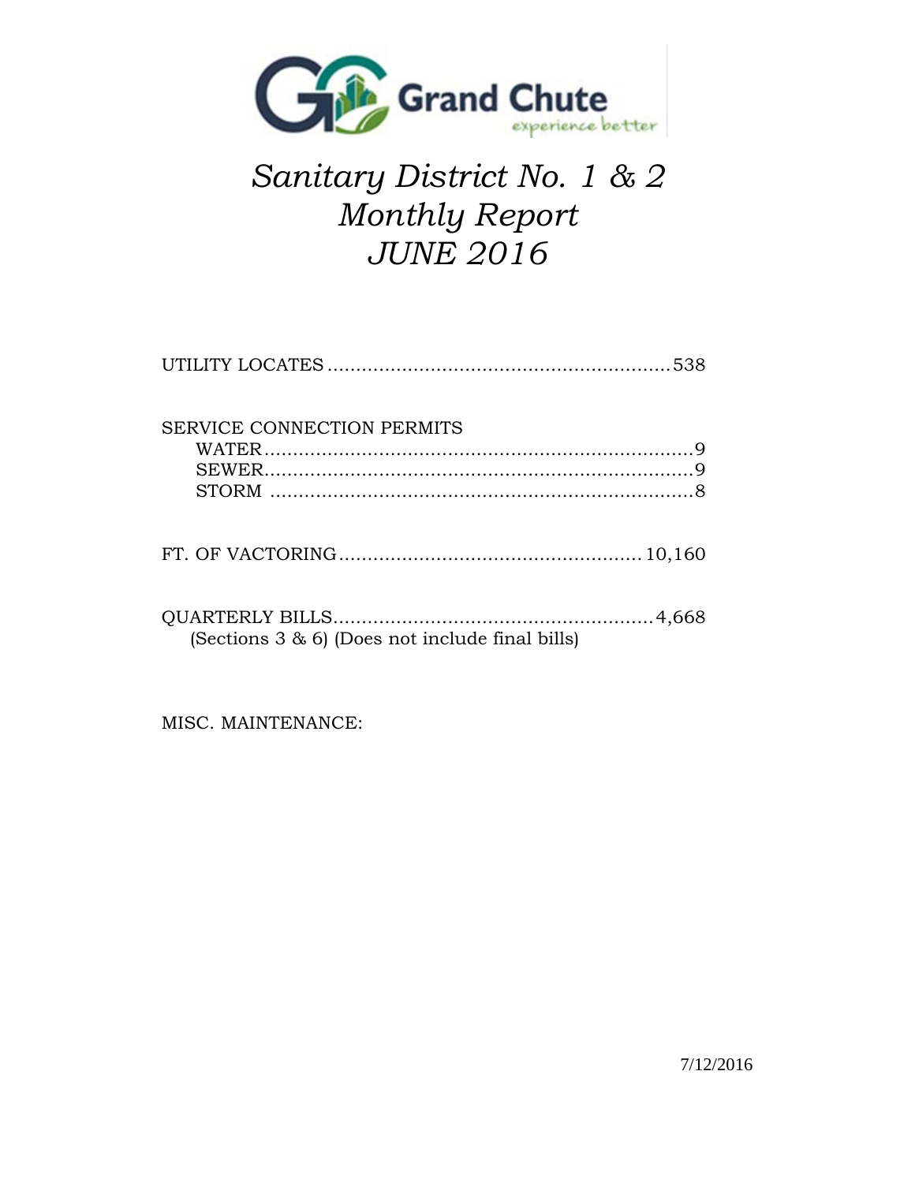# *Sanitary District No. 1 & 2*
# *Monthly Report*
# *JUNE 2016*

UTILITY LOCATES............................................................538

SERVICE CONNECTION PERMITS

- WATER..........................................................................9
- SEWER..........................................................................9
- STORM .........................................................................8

FT. OF VACTORING.................................................... 10,160

QUARTERLY BILLS.......................................................4,668
(Sections 3 & 6) (Does not include final bills)

MISC. MAINTENANCE:

7/12/2016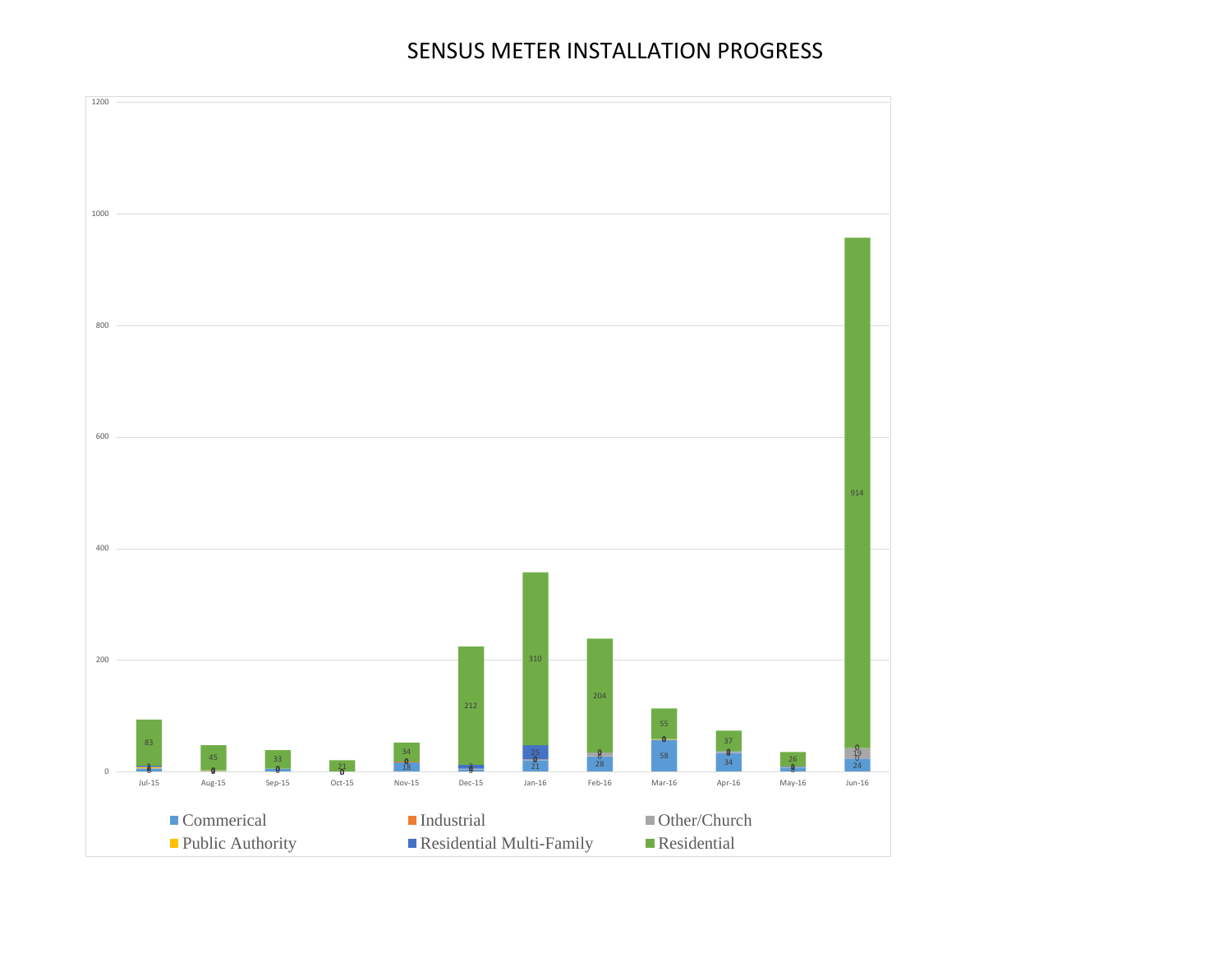# SENSUS METER INSTALLATION PROGRESS

| Month | Commerical | Residential Multi-Family | Residential |
|---|---|---|---|
| Jul-15 | | | 83 |
| Aug-15 | | | 45 |
| Sep-15 | | | 33 |
| Oct-15 | | | 21 |
| Nov-15 | 18 | | 34 |
| Dec-15 | | | 212 |
| Jan-16 | 21 | 25 | 310 |
| Feb-16 | 28 | | 204 |
| Mar-16 | 58 | | 55 |
| Apr-16 | 34 | | 37 |
| May-16 | | | 26 |
| Jun-16 | 24 | | 914 |

Legend: Commerical, Industrial, Other/Church, Public Authority, Residential Multi-Family, Residential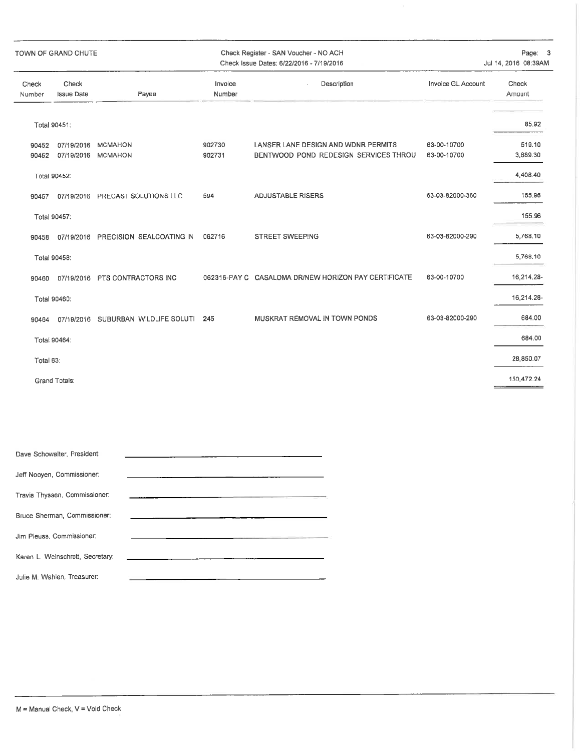TOWN OF GRAND CHUTE

Check Register - SAN Voucher - NO ACH
Check Issue Dates: 6/22/2016 - 7/19/2016

Jul 14, 2016 08:39AM

| Check Number | Check Issue Date | Payee | Invoice Number | Description | Invoice GL Account | Check Amount |
|---|---|---|---|---|---|---|
| Total 90451: | | | | | | 85.92 |
| 90452 | 07/19/2016 | MCMAHON | 902730 | LANSER LANE DESIGN AND WDNR PERMITS | 63-00-10700 | 519.10 |
| 90452 | 07/19/2016 | MCMAHON | 902731 | BENTWOOD POND REDESIGN SERVICES THROU | 63-00-10700 | 3,889.30 |
| Total 90452: | | | | | | 4,408.40 |
| 90457 | 07/19/2016 | PRECAST SOLUTIONS LLC | 594 | ADJUSTABLE RISERS | 63-03-82000-360 | 155.96 |
| Total 90457: | | | | | | 155.96 |
| 90458 | 07/19/2016 | PRECISION SEALCOATING IN | 062716 | STREET SWEEPING | 63-03-82000-290 | 5,768.10 |
| Total 90458: | | | | | | 5,768.10 |
| 90460 | 07/19/2016 | PTS CONTRACTORS INC | 062316-PAY C | CASALOMA DR/NEW HORIZON PAY CERTIFICATE | 63-00-10700 | 16,214.28- |
| Total 90460: | | | | | | 16,214.28- |
| 90464 | 07/19/2016 | SUBURBAN WILDLIFE SOLUTI | 245 | MUSKRAT REMOVAL IN TOWN PONDS | 63-03-82000-290 | 684.00 |
| Total 90464: | | | | | | 684.00 |
| Total 63: | | | | | | 28,850.07 |
| Grand Totals: | | | | | | 150,472.24 |

Dave Schowalter, President: \_\_\_\_\_\_\_\_\_\_\_\_\_\_\_\_\_\_\_\_\_\_\_\_\_\_\_\_\_\_

Jeff Nooyen, Commissioner: \_\_\_\_\_\_\_\_\_\_\_\_\_\_\_\_\_\_\_\_\_\_\_\_\_\_\_\_\_\_

Travis Thyssen, Commissioner: \_\_\_\_\_\_\_\_\_\_\_\_\_\_\_\_\_\_\_\_\_\_\_\_\_\_\_\_\_\_

Bruce Sherman, Commissioner: \_\_\_\_\_\_\_\_\_\_\_\_\_\_\_\_\_\_\_\_\_\_\_\_\_\_\_\_\_\_

Jim Pleuss, Commissioner: \_\_\_\_\_\_\_\_\_\_\_\_\_\_\_\_\_\_\_\_\_\_\_\_\_\_\_\_\_\_

Karen L. Weinschrott, Secretary: \_\_\_\_\_\_\_\_\_\_\_\_\_\_\_\_\_\_\_\_\_\_\_\_\_\_\_\_\_\_

Julie M. Wahlen, Treasurer: \_\_\_\_\_\_\_\_\_\_\_\_\_\_\_\_\_\_\_\_\_\_\_\_\_\_\_\_\_\_

M = Manual Check, V = Void Check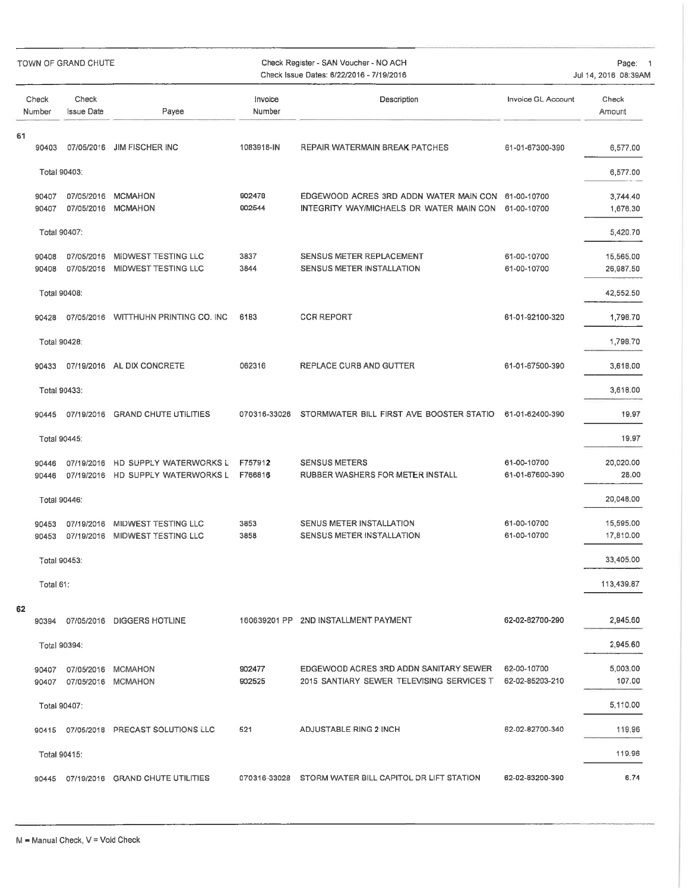TOWN OF GRAND CHUTE

Check Register - SAN Voucher - NO ACH
Check Issue Dates: 6/22/2016 - 7/19/2016

Page: 1
Jul 14, 2016 08:39AM

| Check Number | Check Issue Date | Payee | Invoice Number | Description | Invoice GL Account | Check Amount |
|---|---|---|---|---|---|---|
| **61** | | | | | | |
| 90403 | 07/05/2016 | JIM FISCHER INC | 1083918-IN | REPAIR WATERMAIN BREAK PATCHES | 61-01-67300-390 | 6,577.00 |
| Total 90403: | | | | | | 6,577.00 |
| 90407 | 07/05/2016 | MCMAHON | 902478 | EDGEWOOD ACRES 3RD ADDN WATER MAIN CON | 61-00-10700 | 3,744.40 |
| 90407 | 07/05/2016 | MCMAHON | 902544 | INTEGRITY WAY/MICHAELS DR WATER MAIN CON | 61-00-10700 | 1,676.30 |
| Total 90407: | | | | | | 5,420.70 |
| 90408 | 07/05/2016 | MIDWEST TESTING LLC | 3837 | SENSUS METER REPLACEMENT | 61-00-10700 | 15,565.00 |
| 90408 | 07/05/2016 | MIDWEST TESTING LLC | 3844 | SENSUS METER INSTALLATION | 61-00-10700 | 26,987.50 |
| Total 90408: | | | | | | 42,552.50 |
| 90428 | 07/05/2016 | WITTHUHN PRINTING CO. INC | 6183 | CCR REPORT | 61-01-92100-320 | 1,798.70 |
| Total 90428: | | | | | | 1,798.70 |
| 90433 | 07/19/2016 | AL DIX CONCRETE | 062316 | REPLACE CURB AND GUTTER | 61-01-67500-390 | 3,618.00 |
| Total 90433: | | | | | | 3,618.00 |
| 90445 | 07/19/2016 | GRAND CHUTE UTILITIES | 070316-33026 | STORMWATER BILL FIRST AVE BOOSTER STATIO | 61-01-62400-390 | 19.97 |
| Total 90445: | | | | | | 19.97 |
| 90446 | 07/19/2016 | HD SUPPLY WATERWORKS L | F757912 | SENSUS METERS | 61-00-10700 | 20,020.00 |
| 90446 | 07/19/2016 | HD SUPPLY WATERWORKS L | F766816 | RUBBER WASHERS FOR METER INSTALL | 61-01-67600-390 | 28.00 |
| Total 90446: | | | | | | 20,048.00 |
| 90453 | 07/19/2016 | MIDWEST TESTING LLC | 3853 | SENUS METER INSTALLATION | 61-00-10700 | 15,595.00 |
| 90453 | 07/19/2016 | MIDWEST TESTING LLC | 3858 | SENSUS METER INSTALLATION | 61-00-10700 | 17,810.00 |
| Total 90453: | | | | | | 33,405.00 |
| Total 61: | | | | | | 113,439.87 |
| **62** | | | | | | |
| 90394 | 07/05/2016 | DIGGERS HOTLINE | 160639201 PP | 2ND INSTALLMENT PAYMENT | 62-02-82700-290 | 2,945.60 |
| Total 90394: | | | | | | 2,945.60 |
| 90407 | 07/05/2016 | MCMAHON | 902477 | EDGEWOOD ACRES 3RD ADDN SANITARY SEWER | 62-00-10700 | 5,003.00 |
| 90407 | 07/05/2016 | MCMAHON | 902525 | 2015 SANTIARY SEWER TELEVISING SERVICES T | 62-02-85203-210 | 107.00 |
| Total 90407: | | | | | | 5,110.00 |
| 90415 | 07/05/2016 | PRECAST SOLUTIONS LLC | 521 | ADJUSTABLE RING 2 INCH | 62-02-82700-340 | 119.96 |
| Total 90415: | | | | | | 119.96 |
| 90445 | 07/19/2016 | GRAND CHUTE UTILITIES | 070316-33028 | STORM WATER BILL CAPITOL DR LIFT STATION | 62-02-83200-390 | 6.74 |

M = Manual Check, V = Void Check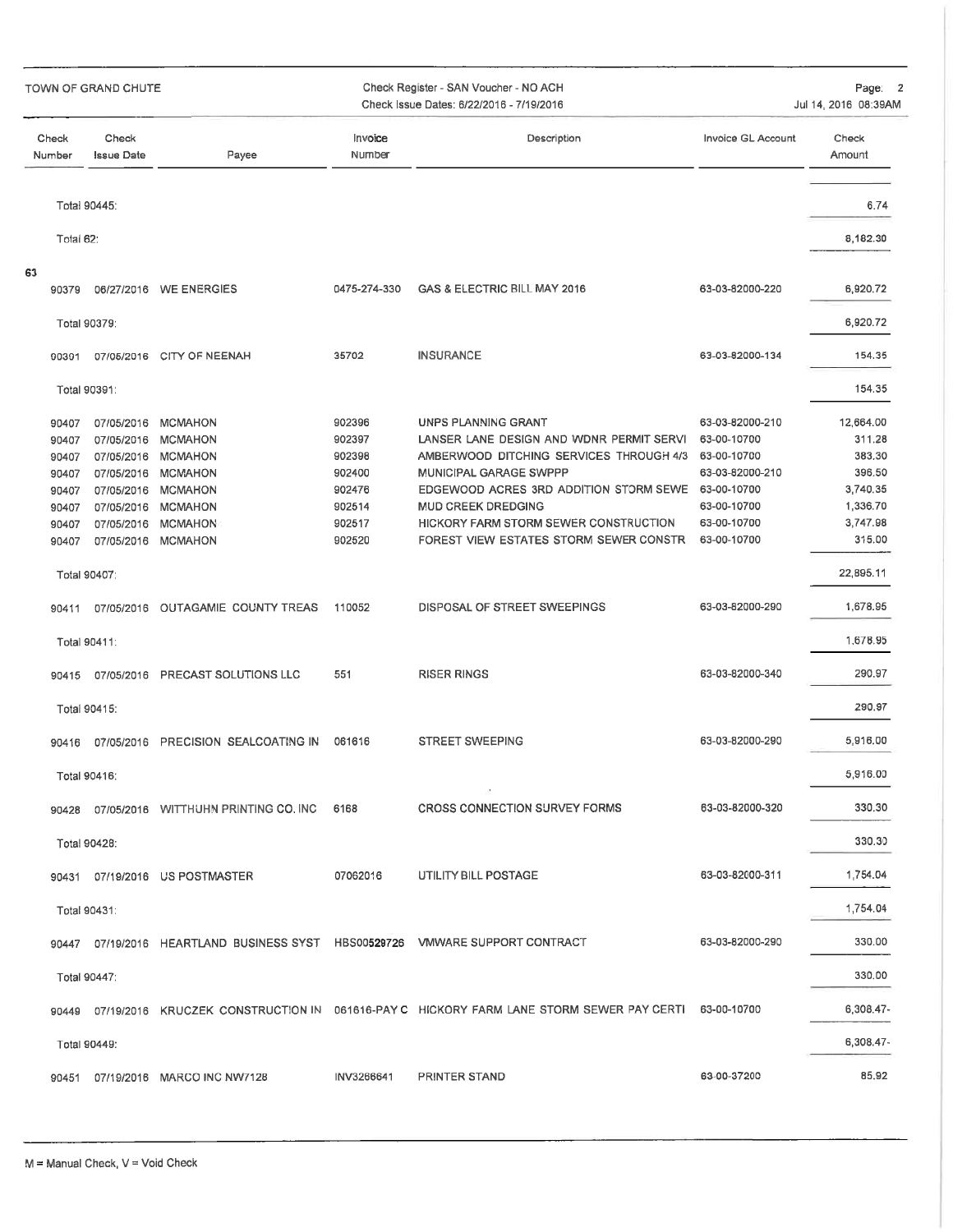TOWN OF GRAND CHUTE

Check Register - SAN Voucher - NO ACH
Check Issue Dates: 6/22/2016 - 7/19/2016

| Check Number | Check Issue Date | Payee | Invoice Number | Description | Invoice GL Account | Check Amount |
|---|---|---|---|---|---|---|
| Total 90445: | | | | | | 6.74 |
| Total 62: | | | | | | 8,182.30 |
| **63** | | | | | | |
| 90379 | 06/27/2016 | WE ENERGIES | 0475-274-330 | GAS & ELECTRIC BILL MAY 2016 | 63-03-82000-220 | 6,920.72 |
| Total 90379: | | | | | | 6,920.72 |
| 90391 | 07/05/2016 | CITY OF NEENAH | 35702 | INSURANCE | 63-03-82000-134 | 154.35 |
| Total 90391: | | | | | | 154.35 |
| 90407 | 07/05/2016 | MCMAHON | 902396 | UNPS PLANNING GRANT | 63-03-82000-210 | 12,664.00 |
| 90407 | 07/05/2016 | MCMAHON | 902397 | LANSER LANE DESIGN AND WDNR PERMIT SERVI | 63-00-10700 | 311.28 |
| 90407 | 07/05/2016 | MCMAHON | 902398 | AMBERWOOD DITCHING SERVICES THROUGH 4/3 | 63-00-10700 | 383.30 |
| 90407 | 07/05/2016 | MCMAHON | 902400 | MUNICIPAL GARAGE SWPPP | 63-03-82000-210 | 396.50 |
| 90407 | 07/05/2016 | MCMAHON | 902476 | EDGEWOOD ACRES 3RD ADDITION STORM SEWE | 63-00-10700 | 3,740.35 |
| 90407 | 07/05/2016 | MCMAHON | 902514 | MUD CREEK DREDGING | 63-00-10700 | 1,336.70 |
| 90407 | 07/05/2016 | MCMAHON | 902517 | HICKORY FARM STORM SEWER CONSTRUCTION | 63-00-10700 | 3,747.98 |
| 90407 | 07/05/2016 | MCMAHON | 902520 | FOREST VIEW ESTATES STORM SEWER CONSTR | 63-00-10700 | 315.00 |
| Total 90407: | | | | | | 22,895.11 |
| 90411 | 07/05/2016 | OUTAGAMIE COUNTY TREAS | 110052 | DISPOSAL OF STREET SWEEPINGS | 63-03-82000-290 | 1,678.95 |
| Total 90411: | | | | | | 1,678.95 |
| 90415 | 07/05/2016 | PRECAST SOLUTIONS LLC | 551 | RISER RINGS | 63-03-82000-340 | 290.97 |
| Total 90415: | | | | | | 290.97 |
| 90416 | 07/05/2016 | PRECISION SEALCOATING IN | 061616 | STREET SWEEPING | 63-03-82000-290 | 5,916.00 |
| Total 90416: | | | | | | 5,916.00 |
| 90428 | 07/05/2016 | WITTHUHN PRINTING CO. INC | 6168 | CROSS CONNECTION SURVEY FORMS | 63-03-82000-320 | 330.30 |
| Total 90428: | | | | | | 330.30 |
| 90431 | 07/19/2016 | US POSTMASTER | 07062016 | UTILITY BILL POSTAGE | 63-03-82000-311 | 1,754.04 |
| Total 90431: | | | | | | 1,754.04 |
| 90447 | 07/19/2016 | HEARTLAND BUSINESS SYST | HBS00529726 | VMWARE SUPPORT CONTRACT | 63-03-82000-290 | 330.00 |
| Total 90447: | | | | | | 330.00 |
| 90449 | 07/19/2016 | KRUCZEK CONSTRUCTION IN | 061616-PAY C | HICKORY FARM LANE STORM SEWER PAY CERTI | 63-00-10700 | 6,308.47- |
| Total 90449: | | | | | | 6,308.47- |
| 90451 | 07/19/2016 | MARCO INC NW7128 | INV3266641 | PRINTER STAND | 63-00-37200 | 85.92 |

M = Manual Check, V = Void Check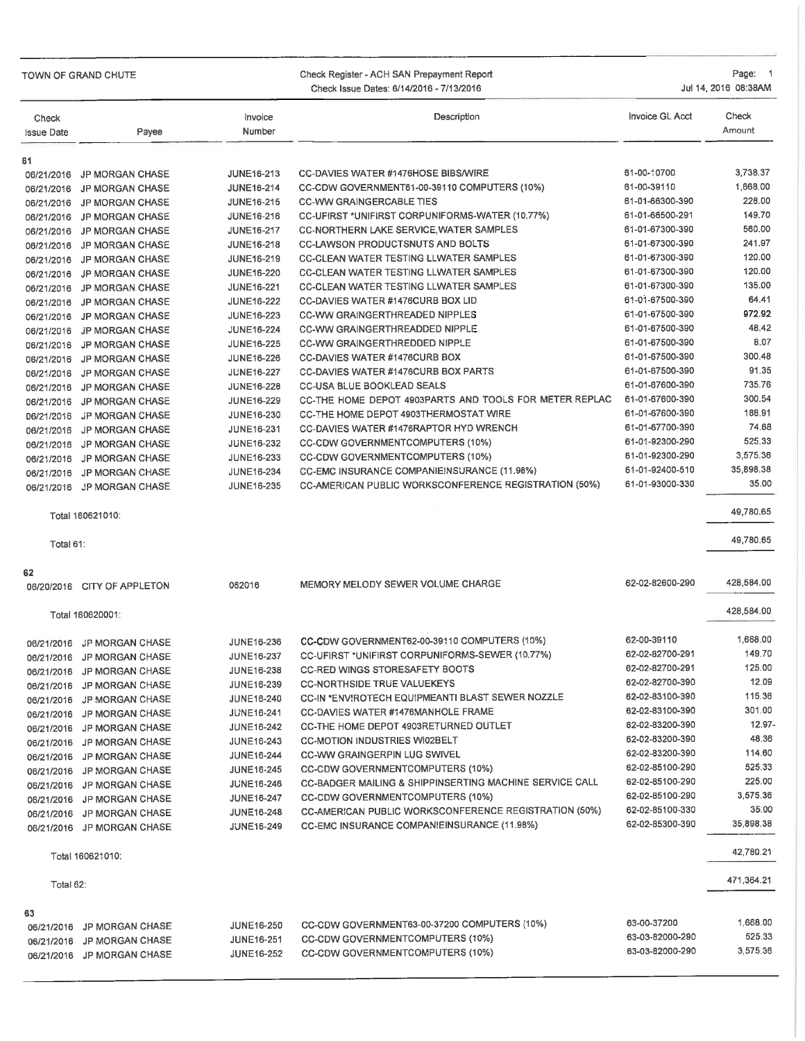TOWN OF GRAND CHUTE

Check Register - ACH SAN Prepayment Report
Check Issue Dates: 6/14/2016 - 7/13/2016

| Check Issue Date | Payee | Invoice Number | Description | Invoice GL Acct | Check Amount |
|---|---|---|---|---|---|
| **61** | | | | | |
| 06/21/2016 | JP MORGAN CHASE | JUNE16-213 | CC-DAVIES WATER #1476HOSE BIBS/WIRE | 61-00-10700 | 3,738.37 |
| 06/21/2016 | JP MORGAN CHASE | JUNE16-214 | CC-CDW GOVERNMENT61-00-39110 COMPUTERS (10%) | 61-00-39110 | 1,668.00 |
| 06/21/2016 | JP MORGAN CHASE | JUNE16-215 | CC-WW GRAINGERCABLE TIES | 61-01-66300-390 | 228.00 |
| 06/21/2016 | JP MORGAN CHASE | JUNE16-216 | CC-UFIRST *UNIFIRST CORPUNIFORMS-WATER (10.77%) | 61-01-66500-291 | 149.70 |
| 06/21/2016 | JP MORGAN CHASE | JUNE16-217 | CC-NORTHERN LAKE SERVICE,WATER SAMPLES | 61-01-67300-390 | 560.00 |
| 06/21/2016 | JP MORGAN CHASE | JUNE16-218 | CC-LAWSON PRODUCTSNUTS AND BOLTS | 61-01-67300-390 | 241.97 |
| 06/21/2016 | JP MORGAN CHASE | JUNE16-219 | CC-CLEAN WATER TESTING LLWATER SAMPLES | 61-01-67300-390 | 120.00 |
| 06/21/2016 | JP MORGAN CHASE | JUNE16-220 | CC-CLEAN WATER TESTING LLWATER SAMPLES | 61-01-67300-390 | 120.00 |
| 06/21/2016 | JP MORGAN CHASE | JUNE16-221 | CC-CLEAN WATER TESTING LLWATER SAMPLES | 61-01-67300-390 | 135.00 |
| 06/21/2016 | JP MORGAN CHASE | JUNE16-222 | CC-DAVIES WATER #1476CURB BOX LID | 61-01-67500-390 | 64.41 |
| 06/21/2016 | JP MORGAN CHASE | JUNE16-223 | CC-WW GRAINGERTHREADED NIPPLES | 61-01-67500-390 | 972.92 |
| 06/21/2016 | JP MORGAN CHASE | JUNE16-224 | CC-WW GRAINGERTHREADDED NIPPLE | 61-01-67500-390 | 48.42 |
| 06/21/2016 | JP MORGAN CHASE | JUNE16-225 | CC-WW GRAINGERTHREDDED NIPPLE | 61-01-67500-390 | 8.07 |
| 06/21/2016 | JP MORGAN CHASE | JUNE16-226 | CC-DAVIES WATER #1476CURB BOX | 61-01-67500-390 | 300.48 |
| 06/21/2016 | JP MORGAN CHASE | JUNE16-227 | CC-DAVIES WATER #1476CURB BOX PARTS | 61-01-67500-390 | 91.35 |
| 06/21/2016 | JP MORGAN CHASE | JUNE16-228 | CC-USA BLUE BOOKLEAD SEALS | 61-01-67600-390 | 735.76 |
| 06/21/2016 | JP MORGAN CHASE | JUNE16-229 | CC-THE HOME DEPOT 4903PARTS AND TOOLS FOR METER REPLAC | 61-01-67600-390 | 300.54 |
| 06/21/2016 | JP MORGAN CHASE | JUNE16-230 | CC-THE HOME DEPOT 4903THERMOSTAT WIRE | 61-01-67600-390 | 186.91 |
| 06/21/2016 | JP MORGAN CHASE | JUNE16-231 | CC-DAVIES WATER #1476RAPTOR HYD WRENCH | 61-01-67700-390 | 74.68 |
| 06/21/2016 | JP MORGAN CHASE | JUNE16-232 | CC-CDW GOVERNMENTCOMPUTERS (10%) | 61-01-92300-290 | 525.33 |
| 06/21/2016 | JP MORGAN CHASE | JUNE16-233 | CC-CDW GOVERNMENTCOMPUTERS (10%) | 61-01-92300-290 | 3,575.36 |
| 06/21/2016 | JP MORGAN CHASE | JUNE16-234 | CC-EMC INSURANCE COMPANIEINSURANCE (11.98%) | 61-01-92400-510 | 35,898.38 |
| 06/21/2016 | JP MORGAN CHASE | JUNE16-235 | CC-AMERICAN PUBLIC WORKSCONFERENCE REGISTRATION (50%) | 61-01-93000-330 | 35.00 |
| | Total 160621010: | | | | 49,780.65 |
| | Total 61: | | | | 49,780.65 |
| **62** | | | | | |
| 06/20/2016 | CITY OF APPLETON | 062016 | MEMORY MELODY SEWER VOLUME CHARGE | 62-02-82600-290 | 428,584.00 |
| | Total 160620001: | | | | 428,584.00 |
| 06/21/2016 | JP MORGAN CHASE | JUNE16-236 | CC-CDW GOVERNMENT62-00-39110 COMPUTERS (10%) | 62-00-39110 | 1,668.00 |
| 06/21/2016 | JP MORGAN CHASE | JUNE16-237 | CC-UFIRST *UNIFIRST CORPUNIFORMS-SEWER (10.77%) | 62-02-82700-291 | 149.70 |
| 06/21/2016 | JP MORGAN CHASE | JUNE16-238 | CC-RED WINGS STORESAFETY BOOTS | 62-02-82700-291 | 125.00 |
| 06/21/2016 | JP MORGAN CHASE | JUNE16-239 | CC-NORTHSIDE TRUE VALUEKEYS | 62-02-82700-390 | 12.09 |
| 06/21/2016 | JP MORGAN CHASE | JUNE16-240 | CC-IN *ENVIROTECH EQUIPMEANTI BLAST SEWER NOZZLE | 62-02-83100-390 | 115.36 |
| 06/21/2016 | JP MORGAN CHASE | JUNE16-241 | CC-DAVIES WATER #1476MANHOLE FRAME | 62-02-83100-390 | 301.00 |
| 06/21/2016 | JP MORGAN CHASE | JUNE16-242 | CC-THE HOME DEPOT 4903RETURNED OUTLET | 62-02-83200-390 | 12.97- |
| 06/21/2016 | JP MORGAN CHASE | JUNE16-243 | CC-MOTION INDUSTRIES WI02BELT | 62-02-83200-390 | 48.36 |
| 06/21/2016 | JP MORGAN CHASE | JUNE16-244 | CC-WW GRAINGERPIN LUG SWIVEL | 62-02-83200-390 | 114.60 |
| 06/21/2016 | JP MORGAN CHASE | JUNE16-245 | CC-CDW GOVERNMENTCOMPUTERS (10%) | 62-02-85100-290 | 525.33 |
| 06/21/2016 | JP MORGAN CHASE | JUNE16-246 | CC-BADGER MAILING & SHIPPINSERTING MACHINE SERVICE CALL | 62-02-85100-290 | 225.00 |
| 06/21/2016 | JP MORGAN CHASE | JUNE16-247 | CC-CDW GOVERNMENTCOMPUTERS (10%) | 62-02-85100-290 | 3,575.36 |
| 06/21/2016 | JP MORGAN CHASE | JUNE16-248 | CC-AMERICAN PUBLIC WORKSCONFERENCE REGISTRATION (50%) | 62-02-85100-330 | 35.00 |
| 06/21/2016 | JP MORGAN CHASE | JUNE16-249 | CC-EMC INSURANCE COMPANIEINSURANCE (11.98%) | 62-02-85300-390 | 35,898.38 |
| | Total 160621010: | | | | 42,780.21 |
| | Total 62: | | | | 471,364.21 |
| **63** | | | | | |
| 06/21/2016 | JP MORGAN CHASE | JUNE16-250 | CC-CDW GOVERNMENT63-00-37200 COMPUTERS (10%) | 63-00-37200 | 1,668.00 |
| 06/21/2016 | JP MORGAN CHASE | JUNE16-251 | CC-CDW GOVERNMENTCOMPUTERS (10%) | 63-03-82000-290 | 525.33 |
| 06/21/2016 | JP MORGAN CHASE | JUNE16-252 | CC-CDW GOVERNMENTCOMPUTERS (10%) | 63-03-82000-290 | 3,575.36 |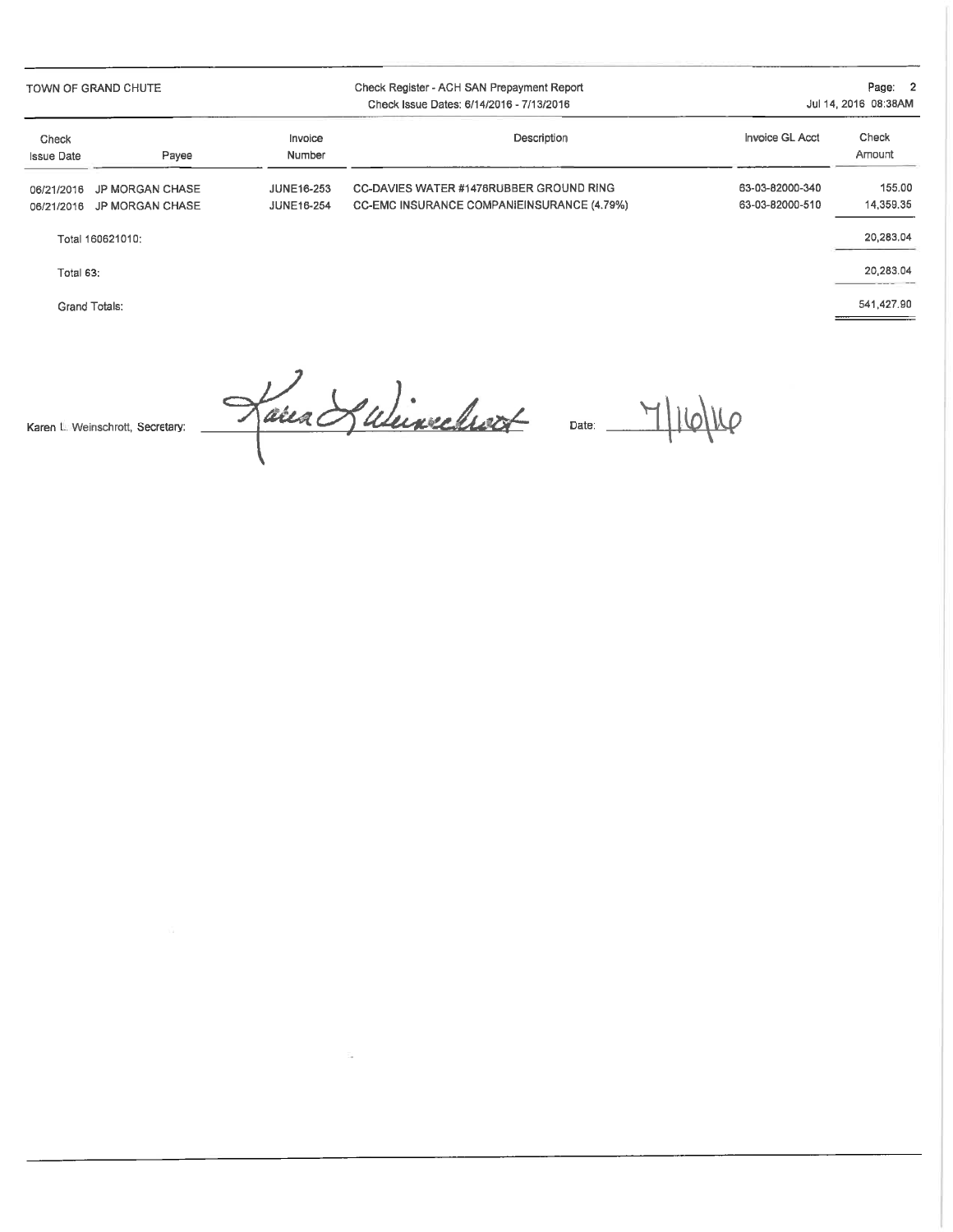TOWN OF GRAND CHUTE

Check Register - ACH SAN Prepayment Report
Check Issue Dates: 6/14/2016 - 7/13/2016

| Check Issue Date | Payee | Invoice Number | Description | Invoice GL Acct | Check Amount |
|---|---|---|---|---|---|
| 06/21/2016 | JP MORGAN CHASE | JUNE16-253 | CC-DAVIES WATER #1476RUBBER GROUND RING | 63-03-82000-340 | 155.00 |
| 06/21/2016 | JP MORGAN CHASE | JUNE16-254 | CC-EMC INSURANCE COMPANIEINSURANCE (4.79%) | 63-03-82000-510 | 14,359.35 |
| Total 160621010: | | | | | 20,283.04 |
| Total 63: | | | | | 20,283.04 |
| Grand Totals: | | | | | 541,427.90 |

Karen L. Weinschrott, Secretary: Karen L Weinschrott Date: 7/16/16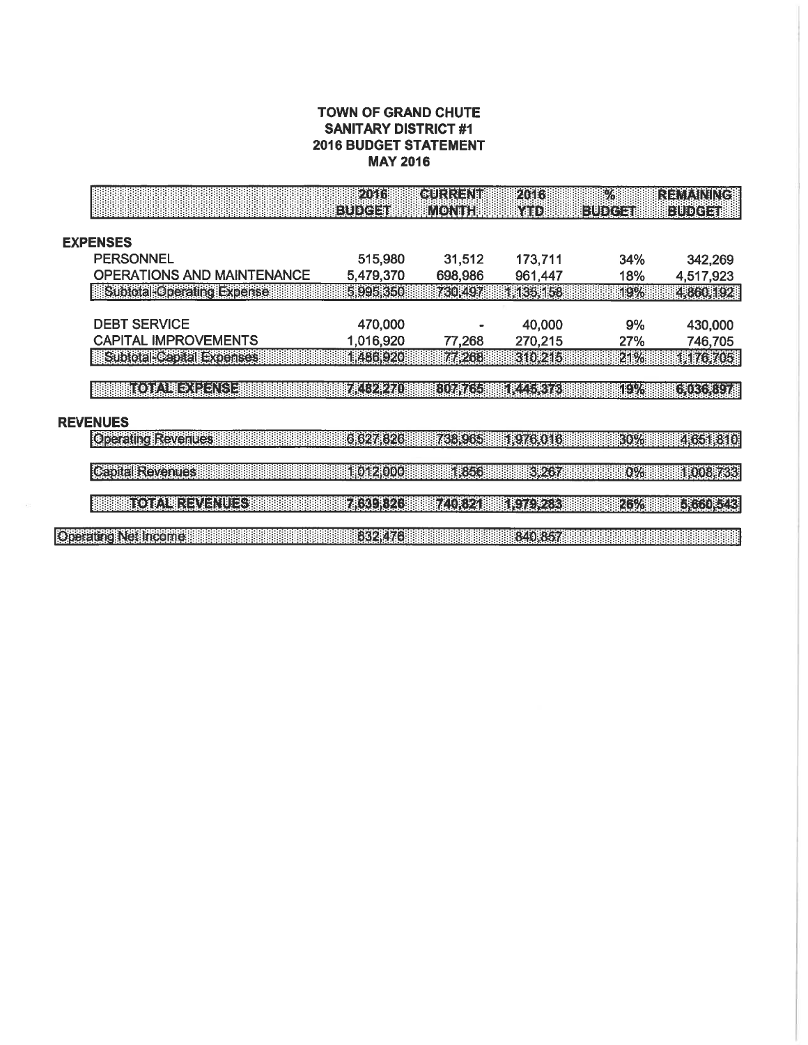**TOWN OF GRAND CHUTE**
**SANITARY DISTRICT #1**
**2016 BUDGET STATEMENT**
**MAY 2016**

| | 2016 BUDGET | CURRENT MONTH | 2016 YTD | % BUDGET | REMAINING BUDGET |
|---|---|---|---|---|---|
| **EXPENSES** | | | | | |
| PERSONNEL | 515,980 | 31,512 | 173,711 | 34% | 342,269 |
| OPERATIONS AND MAINTENANCE | 5,479,370 | 698,986 | 961,447 | 18% | 4,517,923 |
| Subtotal-Operating Expense | 5,995,350 | 730,497 | 1,135,158 | 19% | 4,860,192 |
| DEBT SERVICE | 470,000 | - | 40,000 | 9% | 430,000 |
| CAPITAL IMPROVEMENTS | 1,016,920 | 77,268 | 270,215 | 27% | 746,705 |
| Subtotal-Capital Expenses | 1,486,920 | 77,268 | 310,215 | 21% | 1,176,705 |
| TOTAL EXPENSE | 7,482,270 | 807,765 | 1,445,373 | 19% | 6,036,897 |
| **REVENUES** | | | | | |
| Operating Revenues | 6,627,826 | 738,965 | 1,976,016 | 30% | 4,651,810 |
| Capital Revenues | 1,012,000 | 1,856 | 3,267 | 0% | 1,008,733 |
| TOTAL REVENUES | 7,639,826 | 740,821 | 1,979,283 | 26% | 5,660,543 |
| Operating Net Income | 632,476 | | 840,857 | | |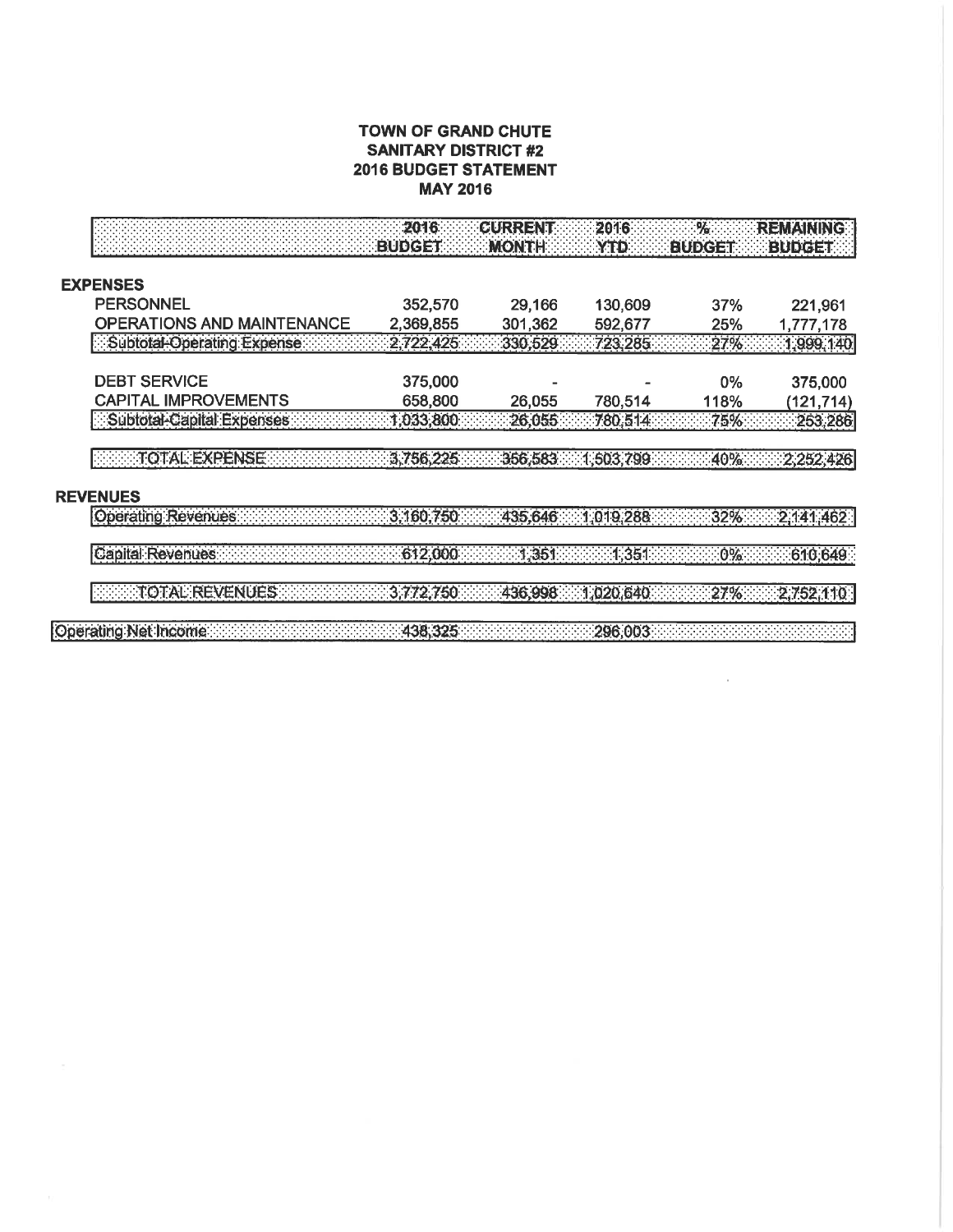# TOWN OF GRAND CHUTE
## SANITARY DISTRICT #2
## 2016 BUDGET STATEMENT
## MAY 2016

| | 2016 BUDGET | CURRENT MONTH | 2016 YTD | % BUDGET | REMAINING BUDGET |
|---|---|---|---|---|---|
| **EXPENSES** | | | | | |
| PERSONNEL | 352,570 | 29,166 | 130,609 | 37% | 221,961 |
| OPERATIONS AND MAINTENANCE | 2,369,855 | 301,362 | 592,677 | 25% | 1,777,178 |
| Subtotal-Operating Expense | 2,722,425 | 330,529 | 723,285 | 27% | 1,999,140 |
| DEBT SERVICE | 375,000 | - | - | 0% | 375,000 |
| CAPITAL IMPROVEMENTS | 658,800 | 26,055 | 780,514 | 118% | (121,714) |
| Subtotal-Capital Expenses | 1,033,800 | 26,055 | 780,514 | 75% | 253,286 |
| TOTAL EXPENSE | 3,756,225 | 356,583 | 1,503,799 | 40% | 2,252,426 |
| **REVENUES** | | | | | |
| Operating Revenues | 3,160,750 | 435,646 | 1,019,288 | 32% | 2,141,462 |
| Capital Revenues | 612,000 | 1,351 | 1,351 | 0% | 610,649 |
| TOTAL REVENUES | 3,772,750 | 436,998 | 1,020,640 | 27% | 2,752,110 |
| Operating Net Income | 438,325 | | 296,003 | | |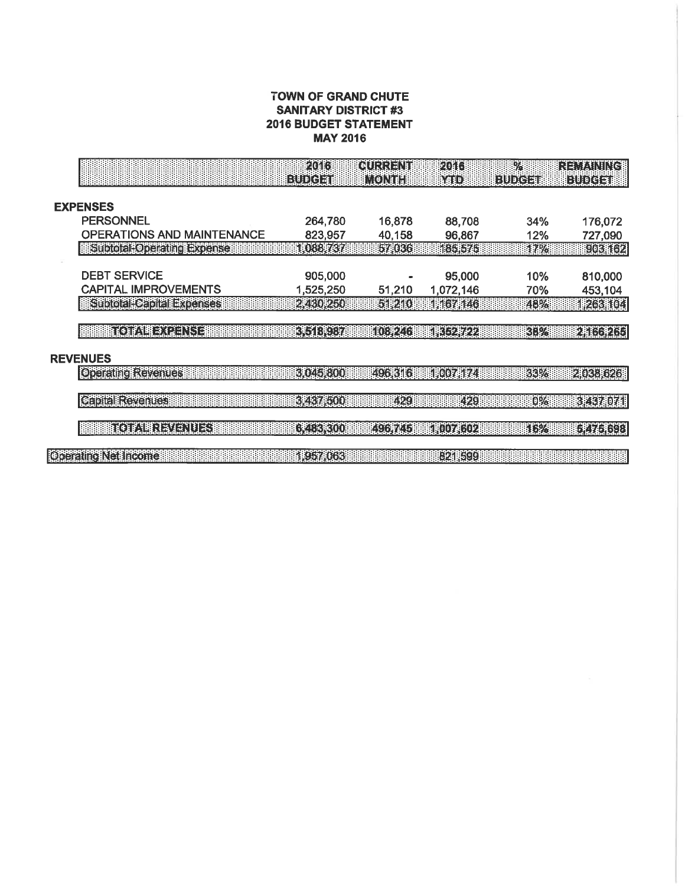**TOWN OF GRAND CHUTE**
**SANITARY DISTRICT #3**
**2016 BUDGET STATEMENT**
**MAY 2016**

| | 2016 BUDGET | CURRENT MONTH | 2016 YTD | % BUDGET | REMAINING BUDGET |
|---|---|---|---|---|---|
| **EXPENSES** | | | | | |
| PERSONNEL | 264,780 | 16,878 | 88,708 | 34% | 176,072 |
| OPERATIONS AND MAINTENANCE | 823,957 | 40,158 | 96,867 | 12% | 727,090 |
| Subtotal-Operating Expense | 1,088,737 | 57,036 | 185,575 | 17% | 903,162 |
| DEBT SERVICE | 905,000 | - | 95,000 | 10% | 810,000 |
| CAPITAL IMPROVEMENTS | 1,525,250 | 51,210 | 1,072,146 | 70% | 453,104 |
| Subtotal-Capital Expenses | 2,430,250 | 51,210 | 1,167,146 | 48% | 1,263,104 |
| TOTAL EXPENSE | 3,518,987 | 108,246 | 1,352,722 | 38% | 2,166,265 |
| **REVENUES** | | | | | |
| Operating Revenues | 3,045,800 | 496,316 | 1,007,174 | 33% | 2,038,626 |
| Capital Revenues | 3,437,500 | 429 | 429 | 0% | 3,437,071 |
| TOTAL REVENUES | 6,483,300 | 496,745 | 1,007,602 | 16% | 5,475,698 |
| Operating Net Income | 1,957,063 | | 821,599 | | |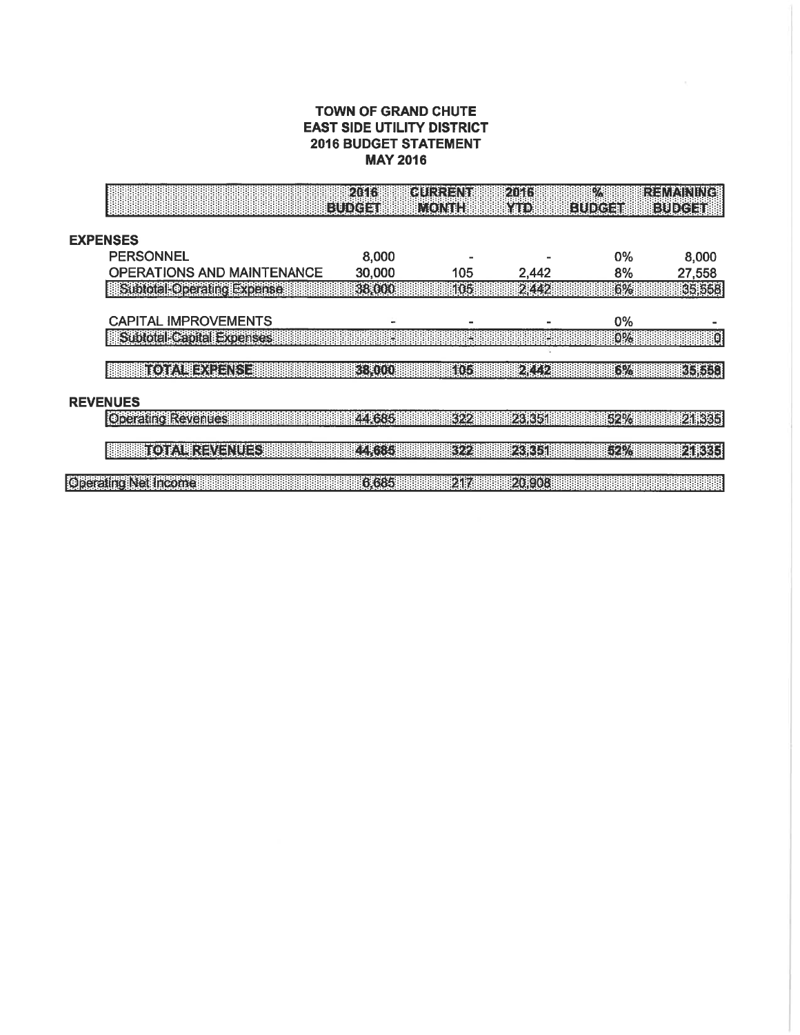**TOWN OF GRAND CHUTE**
**EAST SIDE UTILITY DISTRICT**
**2016 BUDGET STATEMENT**
**MAY 2016**

| | 2016 BUDGET | CURRENT MONTH | 2016 YTD | % BUDGET | REMAINING BUDGET |
|---|---|---|---|---|---|
| **EXPENSES** | | | | | |
| PERSONNEL | 8,000 | - | - | 0% | 8,000 |
| OPERATIONS AND MAINTENANCE | 30,000 | 105 | 2,442 | 8% | 27,558 |
| Subtotal-Operating Expense | 38,000 | 105 | 2,442 | 6% | 35,558 |
| CAPITAL IMPROVEMENTS | - | - | - | 0% | - |
| Subtotal-Capital Expenses | - | - | - | 0% | 0 |
| TOTAL EXPENSE | 38,000 | 105 | 2,442 | 6% | 35,558 |
| **REVENUES** | | | | | |
| Operating Revenues | 44,685 | 322 | 23,351 | 52% | 21,335 |
| TOTAL REVENUES | 44,685 | 322 | 23,351 | 52% | 21,335 |
| Operating Net Income | 6,685 | 217 | 20,908 | | |